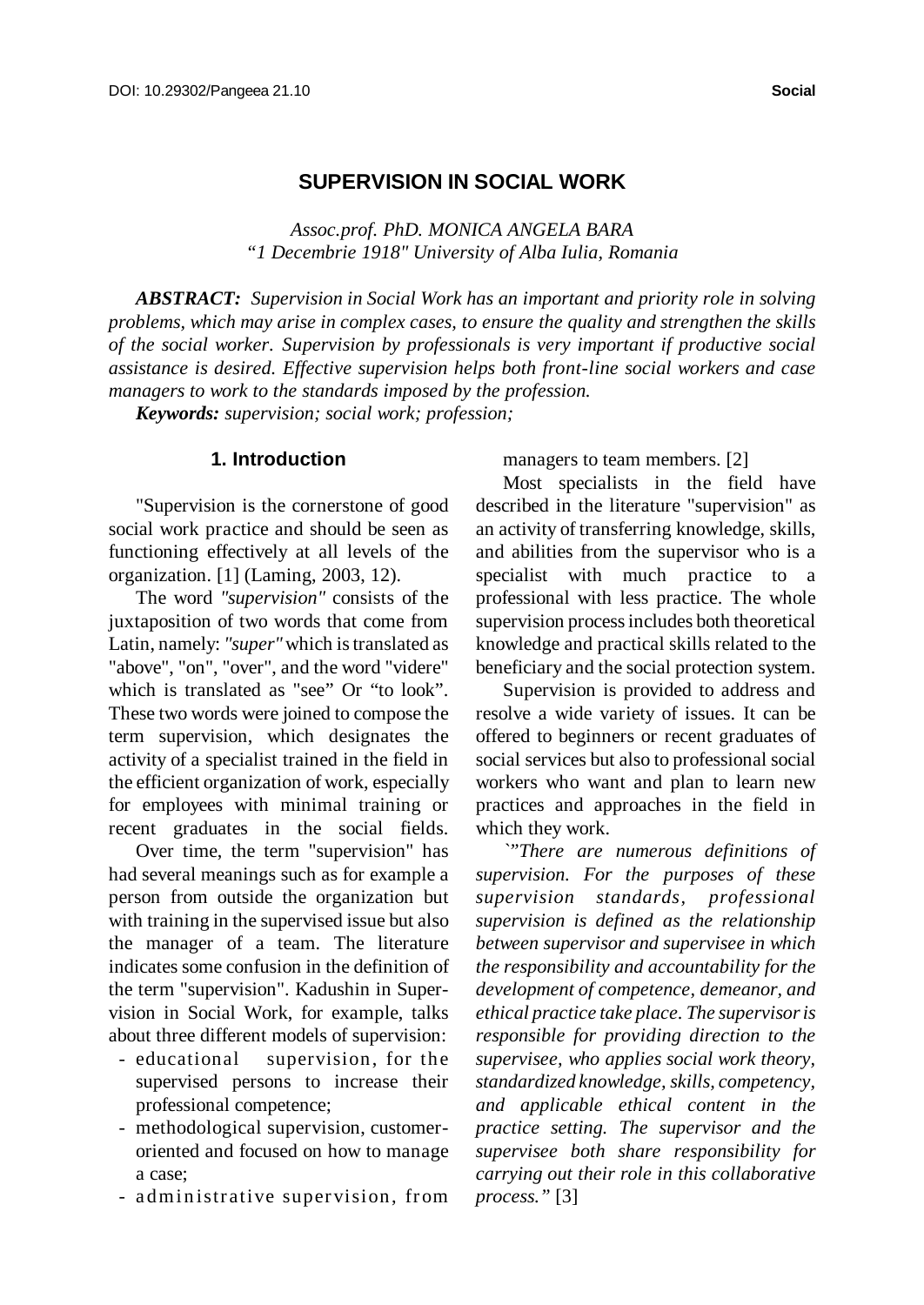# SUPERVISION IN SOCIAL WORK

*Assoc.prof. PhD. MONICA ANGELA BARA*
*"1 Decembrie 1918" University of Alba Iulia, Romania*

***ABSTRACT:*** *Supervision in Social Work has an important and priority role in solving problems, which may arise in complex cases, to ensure the quality and strengthen the skills of the social worker. Supervision by professionals is very important if productive social assistance is desired. Effective supervision helps both front-line social workers and case managers to work to the standards imposed by the profession.*

***Keywords:*** *supervision; social work; profession;*

## 1. Introduction

"Supervision is the cornerstone of good social work practice and should be seen as functioning effectively at all levels of the organization. [1] (Laming, 2003, 12).

The word *"supervision"* consists of the juxtaposition of two words that come from Latin, namely: *"super"* which is translated as "above", "on", "over", and the word "videre" which is translated as "see" Or "to look". These two words were joined to compose the term supervision, which designates the activity of a specialist trained in the field in the efficient organization of work, especially for employees with minimal training or recent graduates in the social fields.

Over time, the term "supervision" has had several meanings such as for example a person from outside the organization but with training in the supervised issue but also the manager of a team. The literature indicates some confusion in the definition of the term "supervision". Kadushin in Supervision in Social Work, for example, talks about three different models of supervision:

- educational supervision, for the supervised persons to increase their professional competence;
- methodological supervision, customer-oriented and focused on how to manage a case;
- administrative supervision, from managers to team members. [2]

Most specialists in the field have described in the literature "supervision" as an activity of transferring knowledge, skills, and abilities from the supervisor who is a specialist with much practice to a professional with less practice. The whole supervision process includes both theoretical knowledge and practical skills related to the beneficiary and the social protection system.

Supervision is provided to address and resolve a wide variety of issues. It can be offered to beginners or recent graduates of social services but also to professional social workers who want and plan to learn new practices and approaches in the field in which they work.

*`"There are numerous definitions of supervision. For the purposes of these supervision standards, professional supervision is defined as the relationship between supervisor and supervisee in which the responsibility and accountability for the development of competence, demeanor, and ethical practice take place. The supervisor is responsible for providing direction to the supervisee, who applies social work theory, standardized knowledge, skills, competency, and applicable ethical content in the practice setting. The supervisor and the supervisee both share responsibility for carrying out their role in this collaborative process."* [3]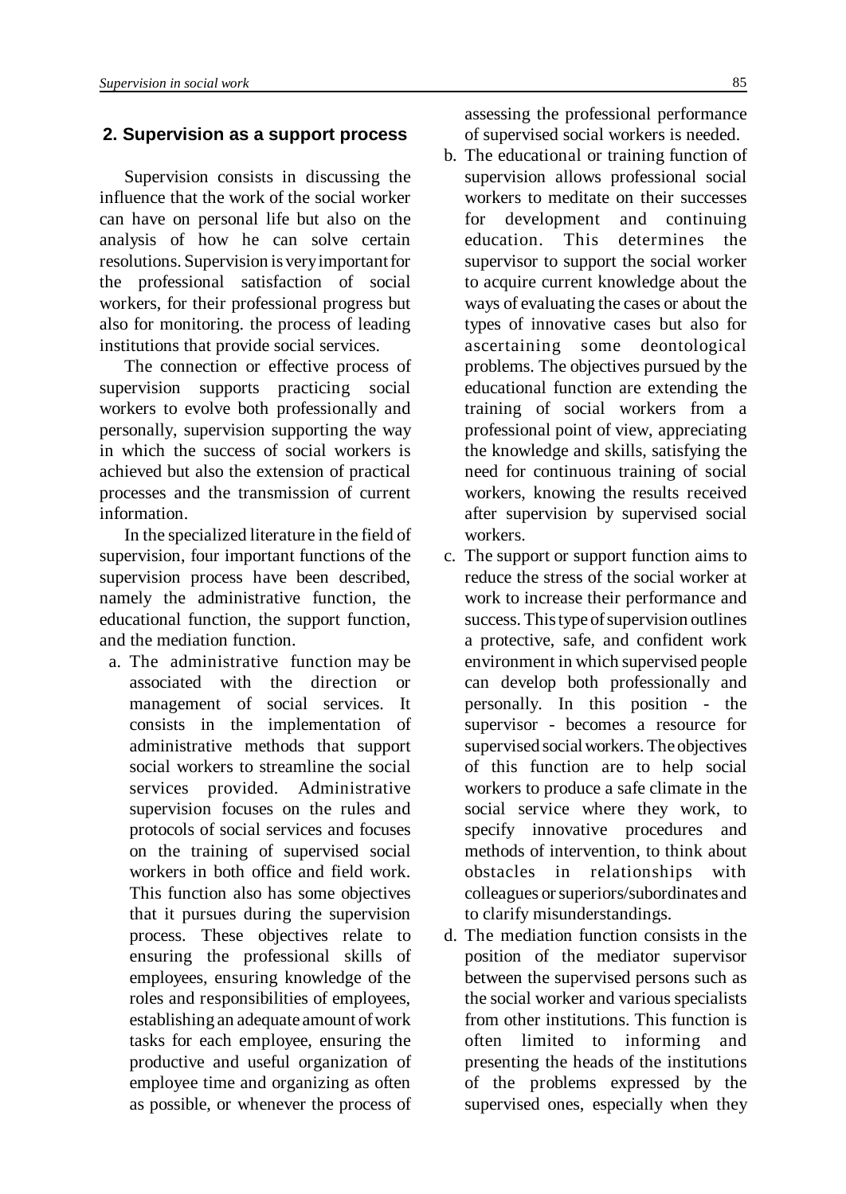## 2. Supervision as a support process

Supervision consists in discussing the influence that the work of the social worker can have on personal life but also on the analysis of how he can solve certain resolutions. Supervision is very important for the professional satisfaction of social workers, for their professional progress but also for monitoring. the process of leading institutions that provide social services.

The connection or effective process of supervision supports practicing social workers to evolve both professionally and personally, supervision supporting the way in which the success of social workers is achieved but also the extension of practical processes and the transmission of current information.

In the specialized literature in the field of supervision, four important functions of the supervision process have been described, namely the administrative function, the educational function, the support function, and the mediation function.

a. The administrative function may be associated with the direction or management of social services. It consists in the implementation of administrative methods that support social workers to streamline the social services provided. Administrative supervision focuses on the rules and protocols of social services and focuses on the training of supervised social workers in both office and field work. This function also has some objectives that it pursues during the supervision process. These objectives relate to ensuring the professional skills of employees, ensuring knowledge of the roles and responsibilities of employees, establishing an adequate amount of work tasks for each employee, ensuring the productive and useful organization of employee time and organizing as often as possible, or whenever the process of assessing the professional performance of supervised social workers is needed.
b. The educational or training function of supervision allows professional social workers to meditate on their successes for development and continuing education. This determines the supervisor to support the social worker to acquire current knowledge about the ways of evaluating the cases or about the types of innovative cases but also for ascertaining some deontological problems. The objectives pursued by the educational function are extending the training of social workers from a professional point of view, appreciating the knowledge and skills, satisfying the need for continuous training of social workers, knowing the results received after supervision by supervised social workers.
c. The support or support function aims to reduce the stress of the social worker at work to increase their performance and success. This type of supervision outlines a protective, safe, and confident work environment in which supervised people can develop both professionally and personally. In this position - the supervisor - becomes a resource for supervised social workers. The objectives of this function are to help social workers to produce a safe climate in the social service where they work, to specify innovative procedures and methods of intervention, to think about obstacles in relationships with colleagues or superiors/subordinates and to clarify misunderstandings.
d. The mediation function consists in the position of the mediator supervisor between the supervised persons such as the social worker and various specialists from other institutions. This function is often limited to informing and presenting the heads of the institutions of the problems expressed by the supervised ones, especially when they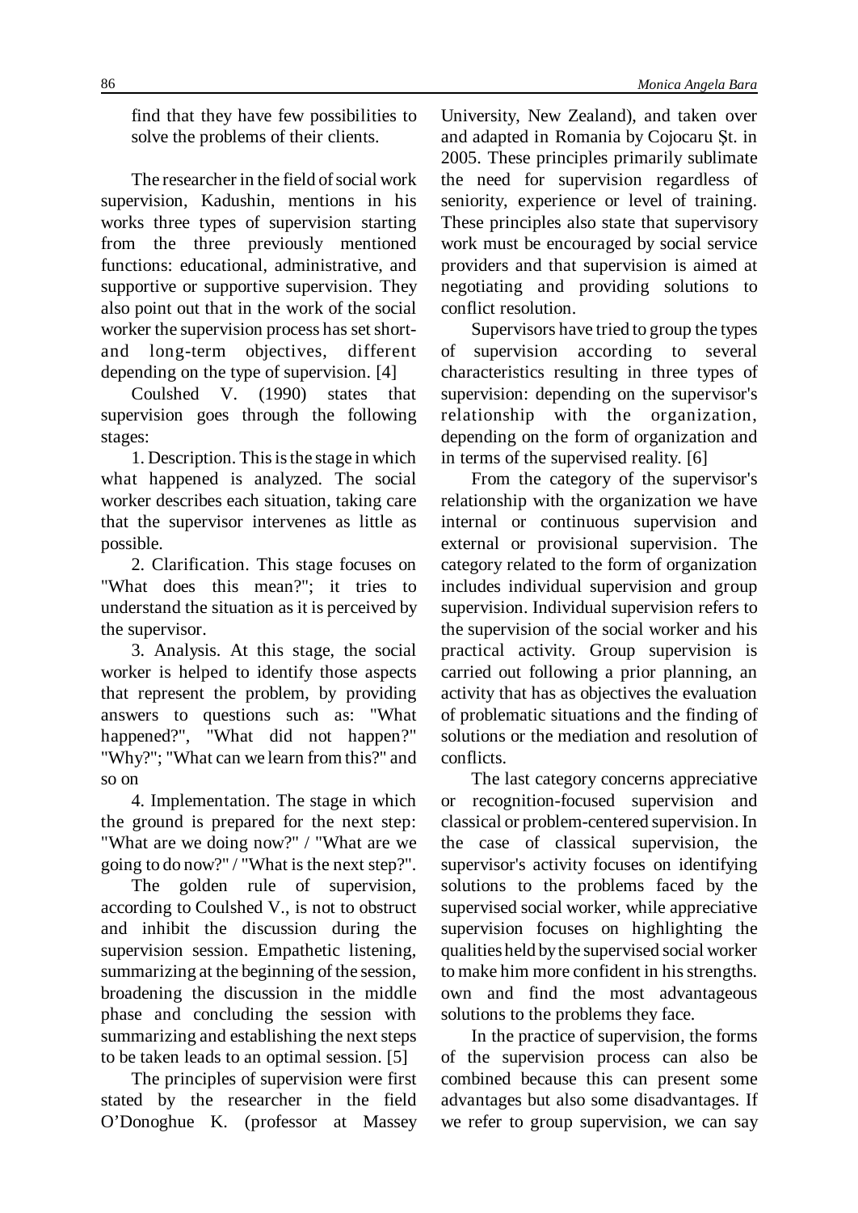find that they have few possibilities to solve the problems of their clients.

The researcher in the field of social work supervision, Kadushin, mentions in his works three types of supervision starting from the three previously mentioned functions: educational, administrative, and supportive or supportive supervision. They also point out that in the work of the social worker the supervision process has set short- and long-term objectives, different depending on the type of supervision. [4]

Coulshed V. (1990) states that supervision goes through the following stages:

1. Description. This is the stage in which what happened is analyzed. The social worker describes each situation, taking care that the supervisor intervenes as little as possible.

2. Clarification. This stage focuses on "What does this mean?"; it tries to understand the situation as it is perceived by the supervisor.

3. Analysis. At this stage, the social worker is helped to identify those aspects that represent the problem, by providing answers to questions such as: "What happened?", "What did not happen?" "Why?"; "What can we learn from this?" and so on

4. Implementation. The stage in which the ground is prepared for the next step: "What are we doing now?" / "What are we going to do now?" / "What is the next step?".

The golden rule of supervision, according to Coulshed V., is not to obstruct and inhibit the discussion during the supervision session. Empathetic listening, summarizing at the beginning of the session, broadening the discussion in the middle phase and concluding the session with summarizing and establishing the next steps to be taken leads to an optimal session. [5]

The principles of supervision were first stated by the researcher in the field O'Donoghue K. (professor at Massey University, New Zealand), and taken over and adapted in Romania by Cojocaru Șt. in 2005. These principles primarily sublimate the need for supervision regardless of seniority, experience or level of training. These principles also state that supervisory work must be encouraged by social service providers and that supervision is aimed at negotiating and providing solutions to conflict resolution.

Supervisors have tried to group the types of supervision according to several characteristics resulting in three types of supervision: depending on the supervisor's relationship with the organization, depending on the form of organization and in terms of the supervised reality. [6]

From the category of the supervisor's relationship with the organization we have internal or continuous supervision and external or provisional supervision. The category related to the form of organization includes individual supervision and group supervision. Individual supervision refers to the supervision of the social worker and his practical activity. Group supervision is carried out following a prior planning, an activity that has as objectives the evaluation of problematic situations and the finding of solutions or the mediation and resolution of conflicts.

The last category concerns appreciative or recognition-focused supervision and classical or problem-centered supervision. In the case of classical supervision, the supervisor's activity focuses on identifying solutions to the problems faced by the supervised social worker, while appreciative supervision focuses on highlighting the qualities held by the supervised social worker to make him more confident in his strengths. own and find the most advantageous solutions to the problems they face.

In the practice of supervision, the forms of the supervision process can also be combined because this can present some advantages but also some disadvantages. If we refer to group supervision, we can say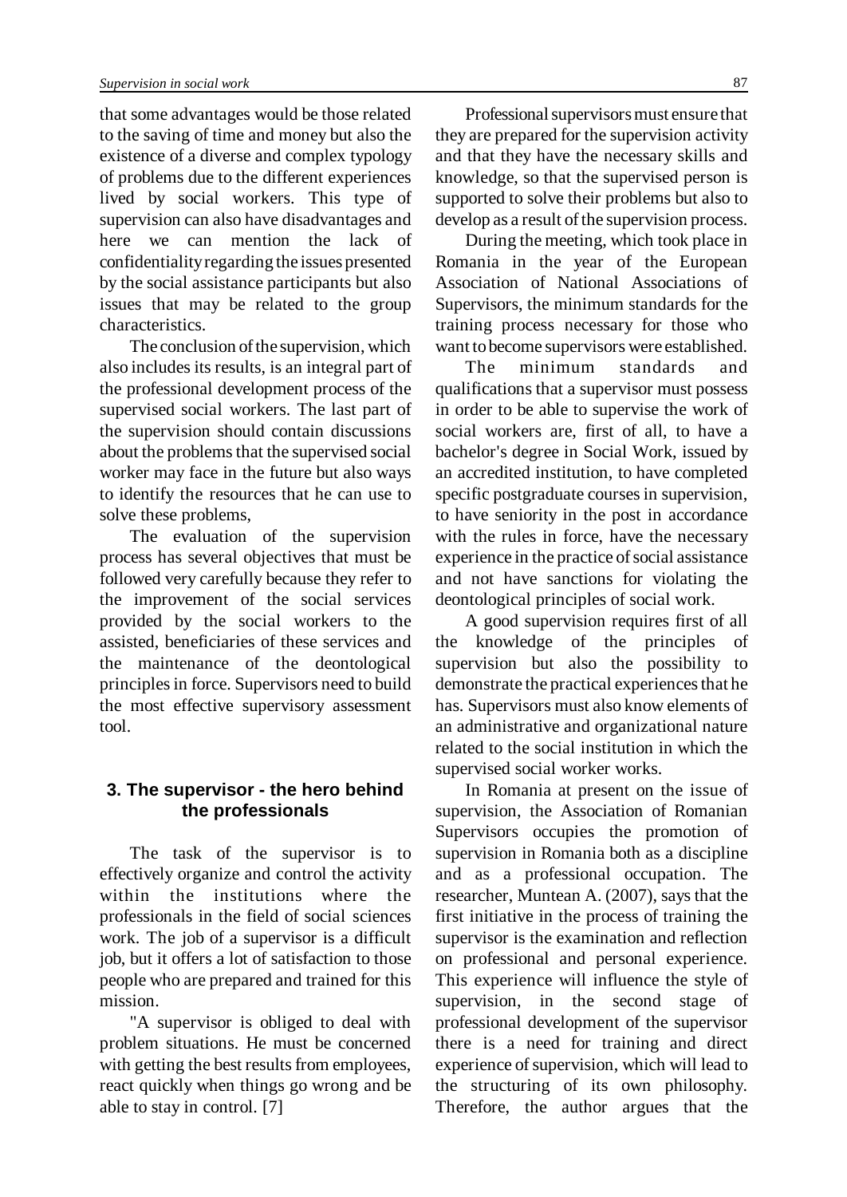that some advantages would be those related to the saving of time and money but also the existence of a diverse and complex typology of problems due to the different experiences lived by social workers. This type of supervision can also have disadvantages and here we can mention the lack of confidentiality regarding the issues presented by the social assistance participants but also issues that may be related to the group characteristics.

The conclusion of the supervision, which also includes its results, is an integral part of the professional development process of the supervised social workers. The last part of the supervision should contain discussions about the problems that the supervised social worker may face in the future but also ways to identify the resources that he can use to solve these problems,

The evaluation of the supervision process has several objectives that must be followed very carefully because they refer to the improvement of the social services provided by the social workers to the assisted, beneficiaries of these services and the maintenance of the deontological principles in force. Supervisors need to build the most effective supervisory assessment tool.

## 3. The supervisor - the hero behind the professionals

The task of the supervisor is to effectively organize and control the activity within the institutions where the professionals in the field of social sciences work. The job of a supervisor is a difficult job, but it offers a lot of satisfaction to those people who are prepared and trained for this mission.

"A supervisor is obliged to deal with problem situations. He must be concerned with getting the best results from employees, react quickly when things go wrong and be able to stay in control. [7]

Professional supervisors must ensure that they are prepared for the supervision activity and that they have the necessary skills and knowledge, so that the supervised person is supported to solve their problems but also to develop as a result of the supervision process.

During the meeting, which took place in Romania in the year of the European Association of National Associations of Supervisors, the minimum standards for the training process necessary for those who want to become supervisors were established.

The minimum standards and qualifications that a supervisor must possess in order to be able to supervise the work of social workers are, first of all, to have a bachelor's degree in Social Work, issued by an accredited institution, to have completed specific postgraduate courses in supervision, to have seniority in the post in accordance with the rules in force, have the necessary experience in the practice of social assistance and not have sanctions for violating the deontological principles of social work.

A good supervision requires first of all the knowledge of the principles of supervision but also the possibility to demonstrate the practical experiences that he has. Supervisors must also know elements of an administrative and organizational nature related to the social institution in which the supervised social worker works.

In Romania at present on the issue of supervision, the Association of Romanian Supervisors occupies the promotion of supervision in Romania both as a discipline and as a professional occupation. The researcher, Muntean A. (2007), says that the first initiative in the process of training the supervisor is the examination and reflection on professional and personal experience. This experience will influence the style of supervision, in the second stage of professional development of the supervisor there is a need for training and direct experience of supervision, which will lead to the structuring of its own philosophy. Therefore, the author argues that the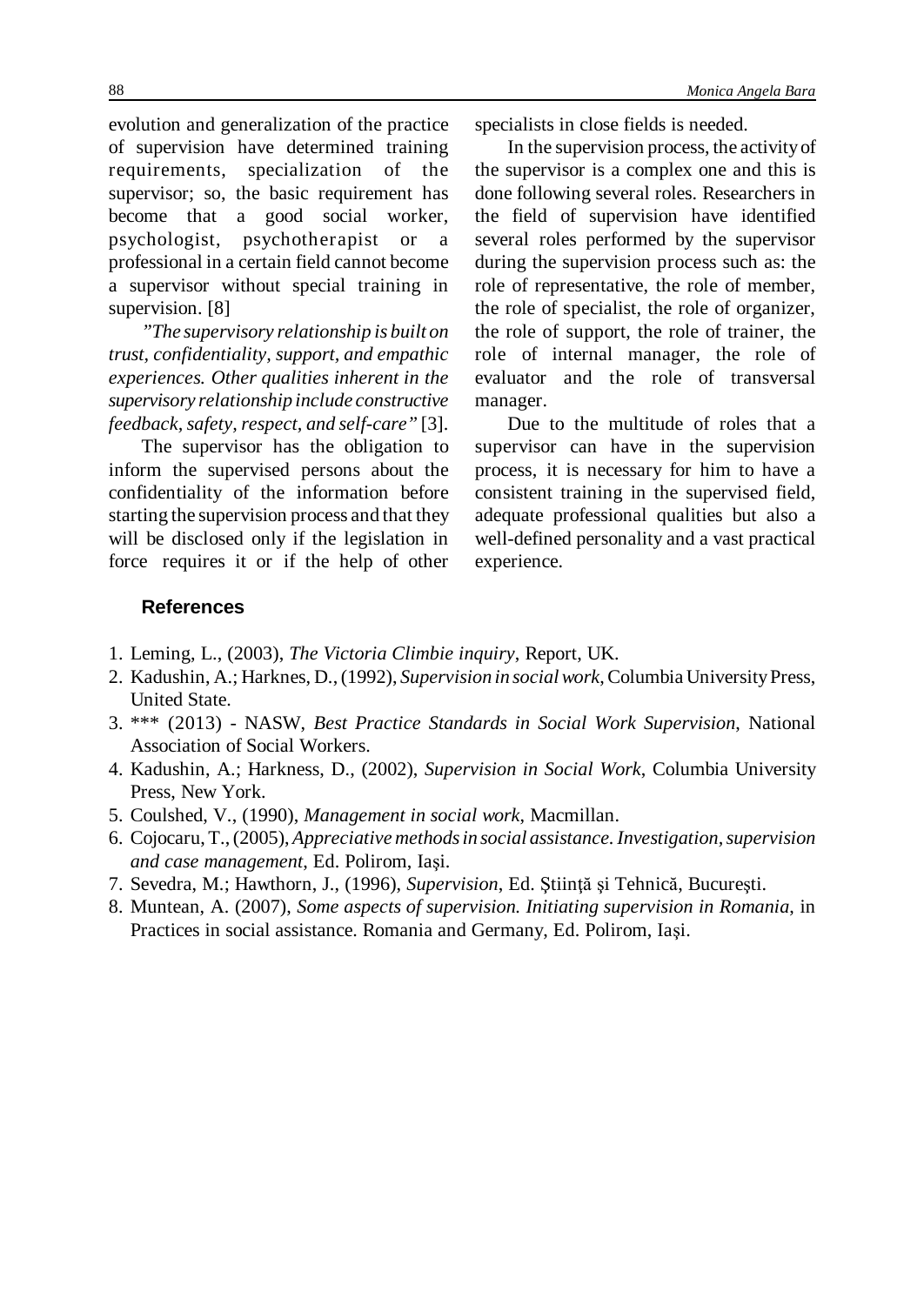evolution and generalization of the practice of supervision have determined training requirements, specialization of the supervisor; so, the basic requirement has become that a good social worker, psychologist, psychotherapist or a professional in a certain field cannot become a supervisor without special training in supervision. [8]

*”The supervisory relationship is built on trust, confidentiality, support, and empathic experiences. Other qualities inherent in the supervisory relationship include constructive feedback, safety, respect, and self-care”* [3].

The supervisor has the obligation to inform the supervised persons about the confidentiality of the information before starting the supervision process and that they will be disclosed only if the legislation in force requires it or if the help of other specialists in close fields is needed.

In the supervision process, the activity of the supervisor is a complex one and this is done following several roles. Researchers in the field of supervision have identified several roles performed by the supervisor during the supervision process such as: the role of representative, the role of member, the role of specialist, the role of organizer, the role of support, the role of trainer, the role of internal manager, the role of evaluator and the role of transversal manager.

Due to the multitude of roles that a supervisor can have in the supervision process, it is necessary for him to have a consistent training in the supervised field, adequate professional qualities but also a well-defined personality and a vast practical experience.

## References

1. Leming, L., (2003), *The Victoria Climbie inquiry*, Report, UK.
2. Kadushin, A.; Harknes, D., (1992), *Supervision in social work*, Columbia University Press, United State.
3. *** (2013) - NASW, *Best Practice Standards in Social Work Supervision*, National Association of Social Workers.
4. Kadushin, A.; Harkness, D., (2002), *Supervision in Social Work*, Columbia University Press, New York.
5. Coulshed, V., (1990), *Management in social work*, Macmillan.
6. Cojocaru, T., (2005), *Appreciative methods in social assistance. Investigation, supervision and case management*, Ed. Polirom, Iași.
7. Sevedra, M.; Hawthorn, J., (1996), *Supervision*, Ed. Ştiinţă şi Tehnică, Bucureşti.
8. Muntean, A. (2007), *Some aspects of supervision. Initiating supervision in Romania*, in Practices in social assistance. Romania and Germany, Ed. Polirom, Iaşi.